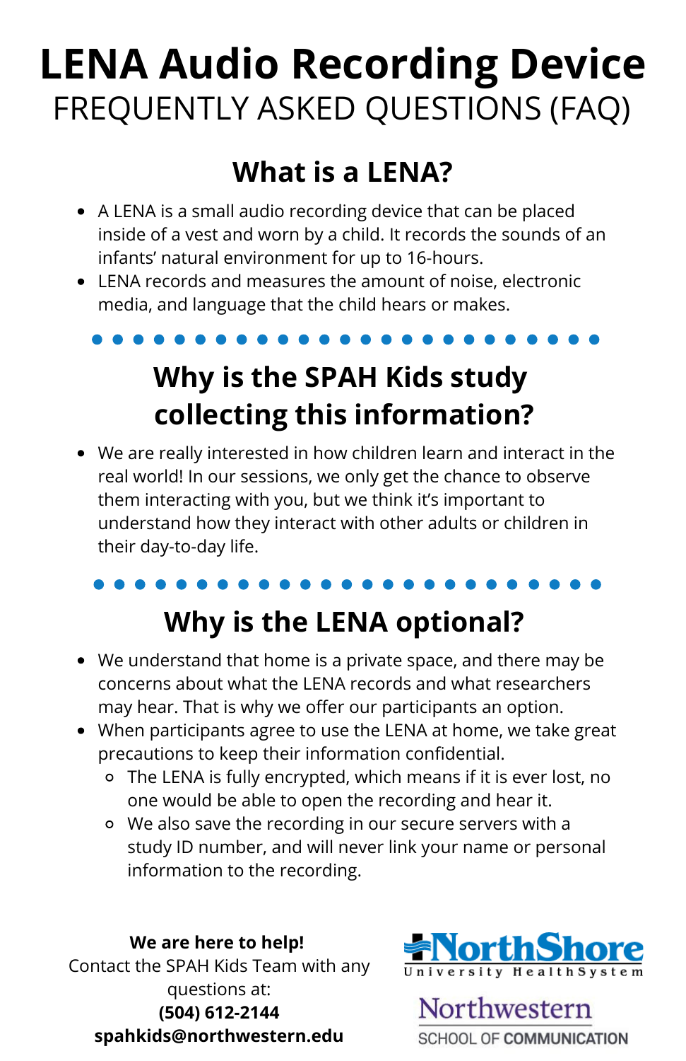# LENA Audio Recording Device

FREQUENTLY ASKED QUESTIONS (FAQ)

## What is a LENA?

- A LENA is a small audio recording device that can be placed inside of a vest and worn by a child. It records the sounds of an infants' natural environment for up to 16-hours.
- LENA records and measures the amount of noise, electronic media, and language that the child hears or makes.

## Why is the SPAH Kids study collecting this information?

- We are really interested in how children learn and interact in the real world! In our sessions, we only get the chance to observe them interacting with you, but we think it's important to understand how they interact with other adults or children in their day-to-day life.

## Why is the LENA optional?

- We understand that home is a private space, and there may be concerns about what the LENA records and what researchers may hear. That is why we offer our participants an option.
- When participants agree to use the LENA at home, we take great precautions to keep their information confidential.
  - The LENA is fully encrypted, which means if it is ever lost, no one would be able to open the recording and hear it.
  - We also save the recording in our secure servers with a study ID number, and will never link your name or personal information to the recording.

**We are here to help!**
Contact the SPAH Kids Team with any questions at:
**(504) 612-2144**
**spahkids@northwestern.edu**

NorthShore University HealthSystem

Northwestern SCHOOL OF COMMUNICATION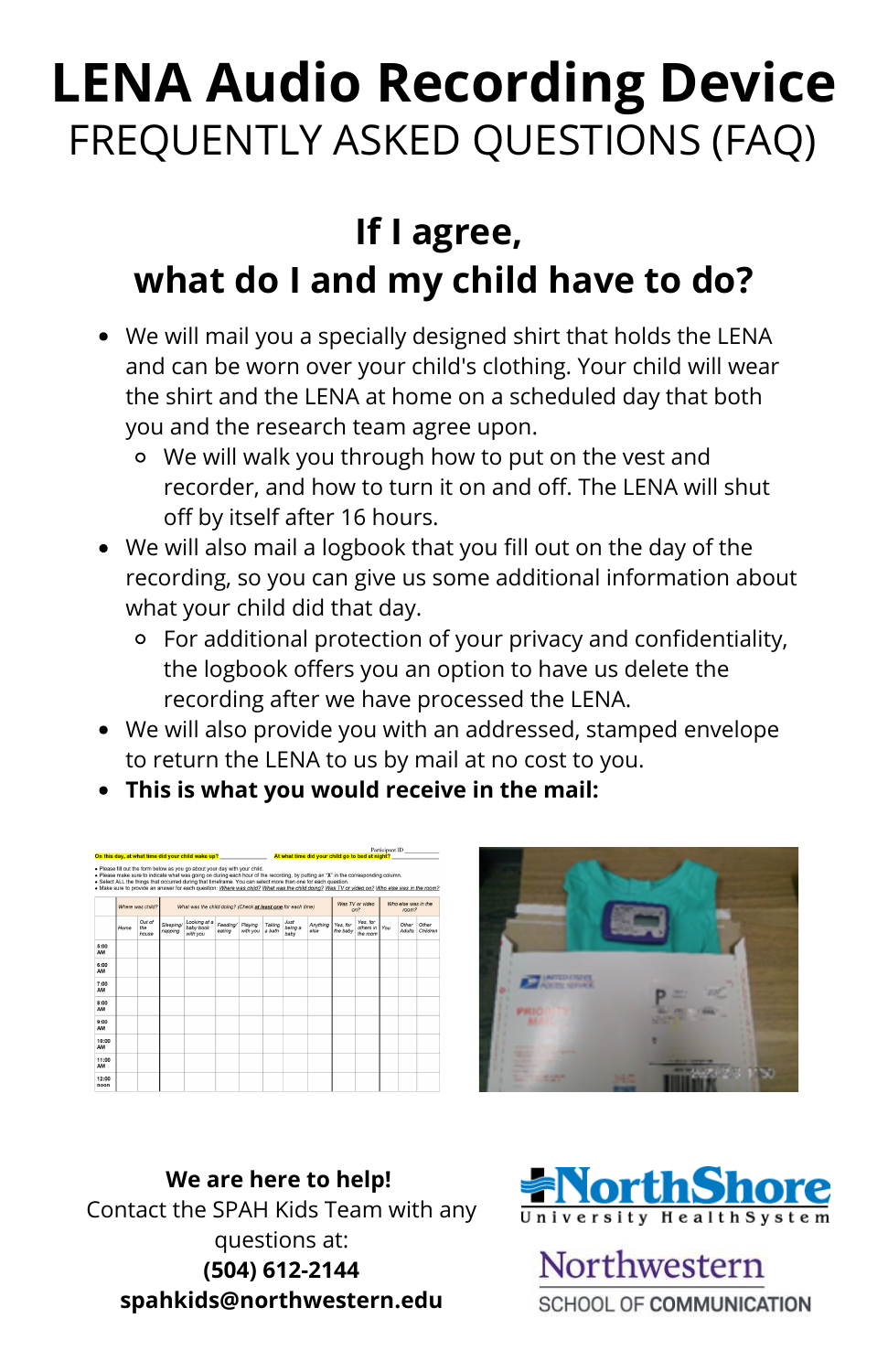# LENA Audio Recording Device

FREQUENTLY ASKED QUESTIONS (FAQ)

## If I agree, what do I and my child have to do?

- We will mail you a specially designed shirt that holds the LENA and can be worn over your child's clothing. Your child will wear the shirt and the LENA at home on a scheduled day that both you and the research team agree upon.
  - We will walk you through how to put on the vest and recorder, and how to turn it on and off. The LENA will shut off by itself after 16 hours.
- We will also mail a logbook that you fill out on the day of the recording, so you can give us some additional information about what your child did that day.
  - For additional protection of your privacy and confidentiality, the logbook offers you an option to have us delete the recording after we have processed the LENA.
- We will also provide you with an addressed, stamped envelope to return the LENA to us by mail at no cost to you.
- **This is what you would receive in the mail:**

**We are here to help!**
Contact the SPAH Kids Team with any questions at:
**(504) 612-2144**
**spahkids@northwestern.edu**

NorthShore University HealthSystem

Northwestern SCHOOL OF COMMUNICATION